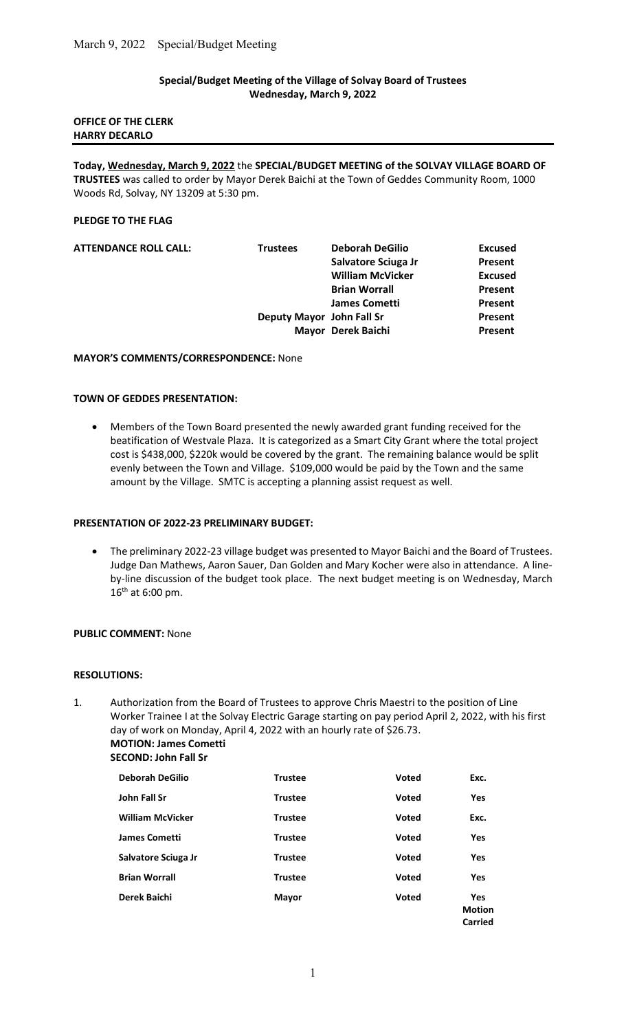## Special/Budget Meeting of the Village of Solvay Board of Trustees
### Wednesday, March 9, 2022

**OFFICE OF THE CLERK**
**HARRY DECARLO**

---

**Today, Wednesday, March 9, 2022** the **SPECIAL/BUDGET MEETING of the SOLVAY VILLAGE BOARD OF TRUSTEES** was called to order by Mayor Derek Baichi at the Town of Geddes Community Room, 1000 Woods Rd, Solvay, NY 13209 at 5:30 pm.

**PLEDGE TO THE FLAG**

**ATTENDANCE ROLL CALL:**

| | | |
|---|---|---|
| **Trustees** | **Deborah DeGilio** | **Excused** |
| | **Salvatore Sciuga Jr** | **Present** |
| | **William McVicker** | **Excused** |
| | **Brian Worrall** | **Present** |
| | **James Cometti** | **Present** |
| **Deputy Mayor** | **John Fall Sr** | **Present** |
| **Mayor** | **Derek Baichi** | **Present** |

**MAYOR'S COMMENTS/CORRESPONDENCE:** None

**TOWN OF GEDDES PRESENTATION:**

- Members of the Town Board presented the newly awarded grant funding received for the beatification of Westvale Plaza. It is categorized as a Smart City Grant where the total project cost is $438,000, $220k would be covered by the grant. The remaining balance would be split evenly between the Town and Village. $109,000 would be paid by the Town and the same amount by the Village. SMTC is accepting a planning assist request as well.

**PRESENTATION OF 2022-23 PRELIMINARY BUDGET:**

- The preliminary 2022-23 village budget was presented to Mayor Baichi and the Board of Trustees. Judge Dan Mathews, Aaron Sauer, Dan Golden and Mary Kocher were also in attendance. A line-by-line discussion of the budget took place. The next budget meeting is on Wednesday, March 16th at 6:00 pm.

**PUBLIC COMMENT:** None

**RESOLUTIONS:**

1. Authorization from the Board of Trustees to approve Chris Maestri to the position of Line Worker Trainee I at the Solvay Electric Garage starting on pay period April 2, 2022, with his first day of work on Monday, April 4, 2022 with an hourly rate of $26.73.
   **MOTION: James Cometti**
   **SECOND: John Fall Sr**

| | | | |
|---|---|---|---|
| **Deborah DeGilio** | **Trustee** | **Voted** | **Exc.** |
| **John Fall Sr** | **Trustee** | **Voted** | **Yes** |
| **William McVicker** | **Trustee** | **Voted** | **Exc.** |
| **James Cometti** | **Trustee** | **Voted** | **Yes** |
| **Salvatore Sciuga Jr** | **Trustee** | **Voted** | **Yes** |
| **Brian Worrall** | **Trustee** | **Voted** | **Yes** |
| **Derek Baichi** | **Mayor** | **Voted** | **Yes** **Motion Carried** |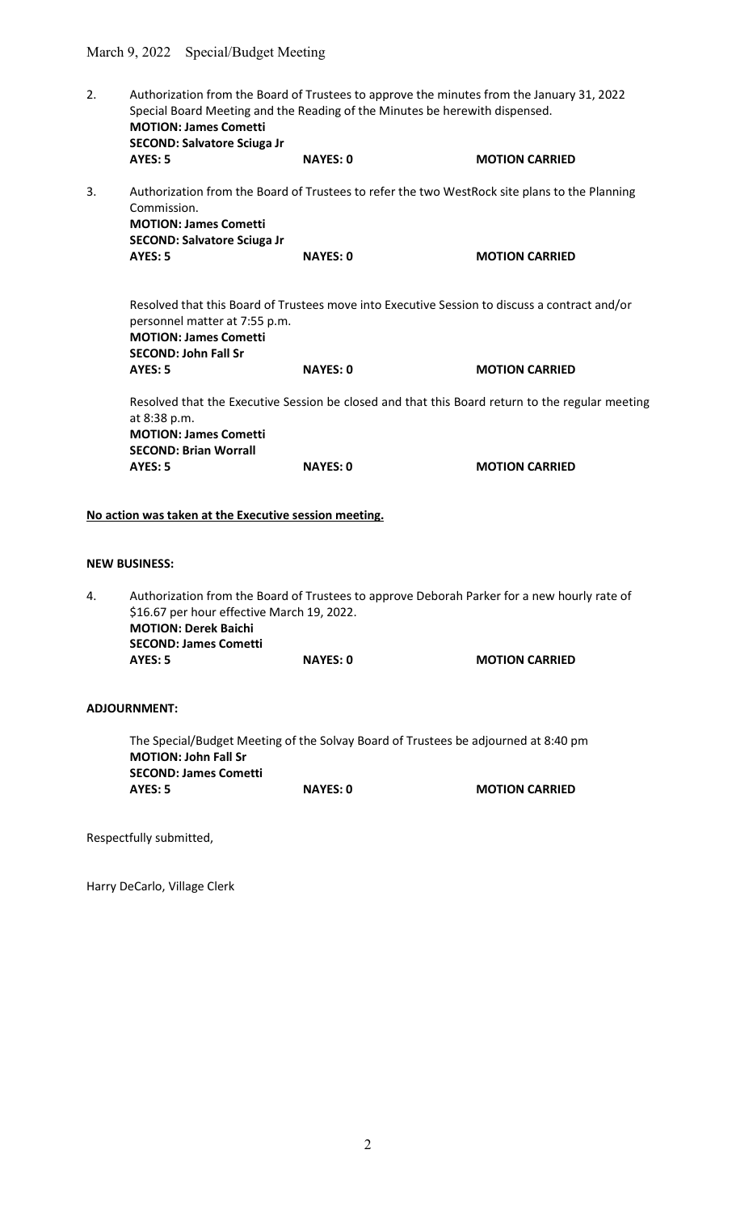2. Authorization from the Board of Trustees to approve the minutes from the January 31, 2022 Special Board Meeting and the Reading of the Minutes be herewith dispensed.
   **MOTION: James Cometti**
   **SECOND: Salvatore Sciuga Jr**
   **AYES: 5** **NAYES: 0** **MOTION CARRIED**

3. Authorization from the Board of Trustees to refer the two WestRock site plans to the Planning Commission.
   **MOTION: James Cometti**
   **SECOND: Salvatore Sciuga Jr**
   **AYES: 5** **NAYES: 0** **MOTION CARRIED**

   Resolved that this Board of Trustees move into Executive Session to discuss a contract and/or personnel matter at 7:55 p.m.
   **MOTION: James Cometti**
   **SECOND: John Fall Sr**
   **AYES: 5** **NAYES: 0** **MOTION CARRIED**

   Resolved that the Executive Session be closed and that this Board return to the regular meeting at 8:38 p.m.
   **MOTION: James Cometti**
   **SECOND: Brian Worrall**
   **AYES: 5** **NAYES: 0** **MOTION CARRIED**

**No action was taken at the Executive session meeting.**

**NEW BUSINESS:**

4. Authorization from the Board of Trustees to approve Deborah Parker for a new hourly rate of $16.67 per hour effective March 19, 2022.
   **MOTION: Derek Baichi**
   **SECOND: James Cometti**
   **AYES: 5** **NAYES: 0** **MOTION CARRIED**

**ADJOURNMENT:**

The Special/Budget Meeting of the Solvay Board of Trustees be adjourned at 8:40 pm
**MOTION: John Fall Sr**
**SECOND: James Cometti**
**AYES: 5** **NAYES: 0** **MOTION CARRIED**

Respectfully submitted,

Harry DeCarlo, Village Clerk